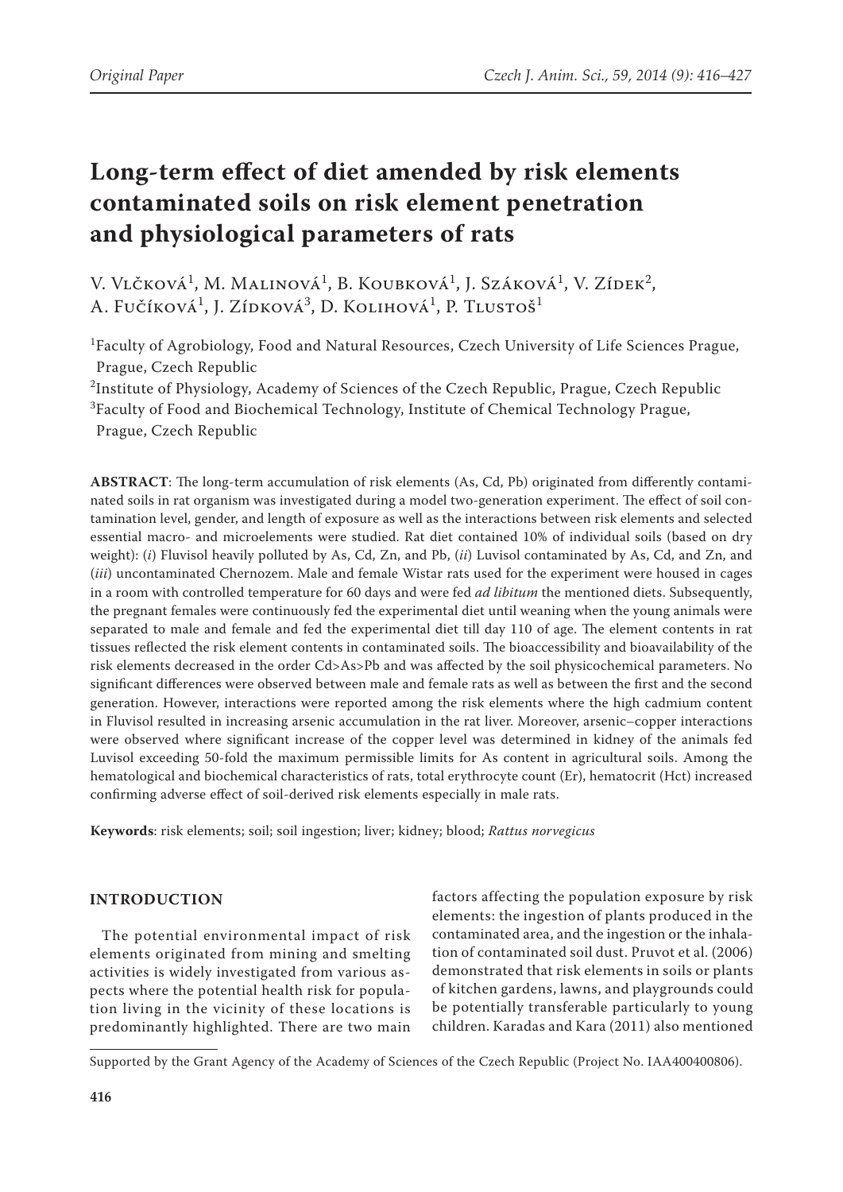Original Paper

# Long-term effect of diet amended by risk elements contaminated soils on risk element penetration and physiological parameters of rats

V. Vlčková[1], M. Malinová[1], B. Koubková[1], J. Száková[1], V. Zídek[2], A. Fučíková[1], J. Zídková[3], D. Kolihová[1], P. Tlustoš[1]

[1]Faculty of Agrobiology, Food and Natural Resources, Czech University of Life Sciences Prague, Prague, Czech Republic

[2]Institute of Physiology, Academy of Sciences of the Czech Republic, Prague, Czech Republic

[3]Faculty of Food and Biochemical Technology, Institute of Chemical Technology Prague, Prague, Czech Republic

**ABSTRACT**: The long-term accumulation of risk elements (As, Cd, Pb) originated from differently contaminated soils in rat organism was investigated during a model two-generation experiment. The effect of soil contamination level, gender, and length of exposure as well as the interactions between risk elements and selected essential macro- and microelements were studied. Rat diet contained 10% of individual soils (based on dry weight): (*i*) Fluvisol heavily polluted by As, Cd, Zn, and Pb, (*ii*) Luvisol contaminated by As, Cd, and Zn, and (*iii*) uncontaminated Chernozem. Male and female Wistar rats used for the experiment were housed in cages in a room with controlled temperature for 60 days and were fed *ad libitum* the mentioned diets. Subsequently, the pregnant females were continuously fed the experimental diet until weaning when the young animals were separated to male and female and fed the experimental diet till day 110 of age. The element contents in rat tissues reflected the risk element contents in contaminated soils. The bioaccessibility and bioavailability of the risk elements decreased in the order Cd>As>Pb and was affected by the soil physicochemical parameters. No significant differences were observed between male and female rats as well as between the first and the second generation. However, interactions were reported among the risk elements where the high cadmium content in Fluvisol resulted in increasing arsenic accumulation in the rat liver. Moreover, arsenic–copper interactions were observed where significant increase of the copper level was determined in kidney of the animals fed Luvisol exceeding 50-fold the maximum permissible limits for As content in agricultural soils. Among the hematological and biochemical characteristics of rats, total erythrocyte count (Er), hematocrit (Hct) increased confirming adverse effect of soil-derived risk elements especially in male rats.

**Keywords**: risk elements; soil; soil ingestion; liver; kidney; blood; *Rattus norvegicus*

## INTRODUCTION

The potential environmental impact of risk elements originated from mining and smelting activities is widely investigated from various aspects where the potential health risk for population living in the vicinity of these locations is predominantly highlighted. There are two main factors affecting the population exposure by risk elements: the ingestion of plants produced in the contaminated area, and the ingestion or the inhalation of contaminated soil dust. Pruvot et al. (2006) demonstrated that risk elements in soils or plants of kitchen gardens, lawns, and playgrounds could be potentially transferable particularly to young children. Karadas and Kara (2011) also mentioned

Supported by the Grant Agency of the Academy of Sciences of the Czech Republic (Project No. IAA400400806).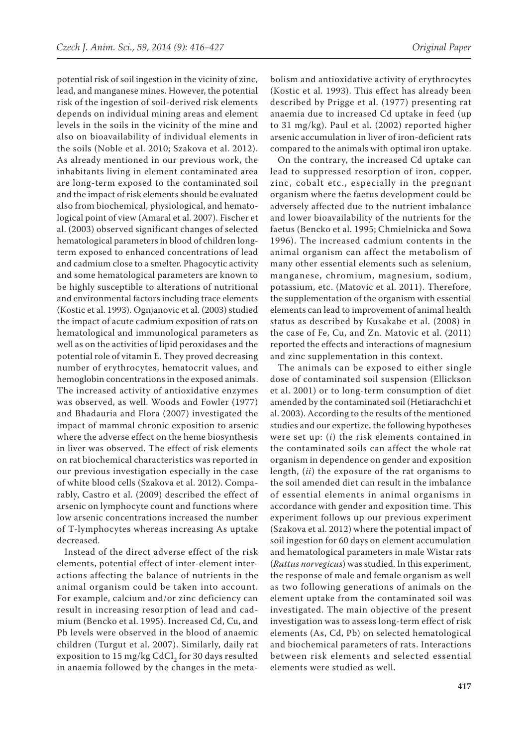potential risk of soil ingestion in the vicinity of zinc, lead, and manganese mines. However, the potential risk of the ingestion of soil-derived risk elements depends on individual mining areas and element levels in the soils in the vicinity of the mine and also on bioavailability of individual elements in the soils (Noble et al. 2010; Szakova et al. 2012). As already mentioned in our previous work, the inhabitants living in element contaminated area are long-term exposed to the contaminated soil and the impact of risk elements should be evaluated also from biochemical, physiological, and hematological point of view (Amaral et al. 2007). Fischer et al. (2003) observed significant changes of selected hematological parameters in blood of children long-term exposed to enhanced concentrations of lead and cadmium close to a smelter. Phagocytic activity and some hematological parameters are known to be highly susceptible to alterations of nutritional and environmental factors including trace elements (Kostic et al. 1993). Ognjanovic et al. (2003) studied the impact of acute cadmium exposition of rats on hematological and immunological parameters as well as on the activities of lipid peroxidases and the potential role of vitamin E. They proved decreasing number of erythrocytes, hematocrit values, and hemoglobin concentrations in the exposed animals. The increased activity of antioxidative enzymes was observed, as well. Woods and Fowler (1977) and Bhadauria and Flora (2007) investigated the impact of mammal chronic exposition to arsenic where the adverse effect on the heme biosynthesis in liver was observed. The effect of risk elements on rat biochemical characteristics was reported in our previous investigation especially in the case of white blood cells (Szakova et al. 2012). Comparably, Castro et al. (2009) described the effect of arsenic on lymphocyte count and functions where low arsenic concentrations increased the number of T-lymphocytes whereas increasing As uptake decreased.

Instead of the direct adverse effect of the risk elements, potential effect of inter-element interactions affecting the balance of nutrients in the animal organism could be taken into account. For example, calcium and/or zinc deficiency can result in increasing resorption of lead and cadmium (Bencko et al. 1995). Increased Cd, Cu, and Pb levels were observed in the blood of anaemic children (Turgut et al. 2007). Similarly, daily rat exposition to 15 mg/kg $CdCl_2$ for 30 days resulted in anaemia followed by the changes in the metabolism and antioxidative activity of erythrocytes (Kostic et al. 1993). This effect has already been described by Prigge et al. (1977) presenting rat anaemia due to increased Cd uptake in feed (up to 31 mg/kg). Paul et al. (2002) reported higher arsenic accumulation in liver of iron-deficient rats compared to the animals with optimal iron uptake.

On the contrary, the increased Cd uptake can lead to suppressed resorption of iron, copper, zinc, cobalt etc., especially in the pregnant organism where the faetus development could be adversely affected due to the nutrient imbalance and lower bioavailability of the nutrients for the faetus (Bencko et al. 1995; Chmielnicka and Sowa 1996). The increased cadmium contents in the animal organism can affect the metabolism of many other essential elements such as selenium, manganese, chromium, magnesium, sodium, potassium, etc. (Matovic et al. 2011). Therefore, the supplementation of the organism with essential elements can lead to improvement of animal health status as described by Kusakabe et al. (2008) in the case of Fe, Cu, and Zn. Matovic et al. (2011) reported the effects and interactions of magnesium and zinc supplementation in this context.

The animals can be exposed to either single dose of contaminated soil suspension (Ellickson et al. 2001) or to long-term consumption of diet amended by the contaminated soil (Hetiarachchi et al. 2003). According to the results of the mentioned studies and our expertize, the following hypotheses were set up: (*i*) the risk elements contained in the contaminated soils can affect the whole rat organism in dependence on gender and exposition length, (*ii*) the exposure of the rat organisms to the soil amended diet can result in the imbalance of essential elements in animal organisms in accordance with gender and exposition time. This experiment follows up our previous experiment (Szakova et al. 2012) where the potential impact of soil ingestion for 60 days on element accumulation and hematological parameters in male Wistar rats (*Rattus norvegicus*) was studied. In this experiment, the response of male and female organism as well as two following generations of animals on the element uptake from the contaminated soil was investigated. The main objective of the present investigation was to assess long-term effect of risk elements (As, Cd, Pb) on selected hematological and biochemical parameters of rats. Interactions between risk elements and selected essential elements were studied as well.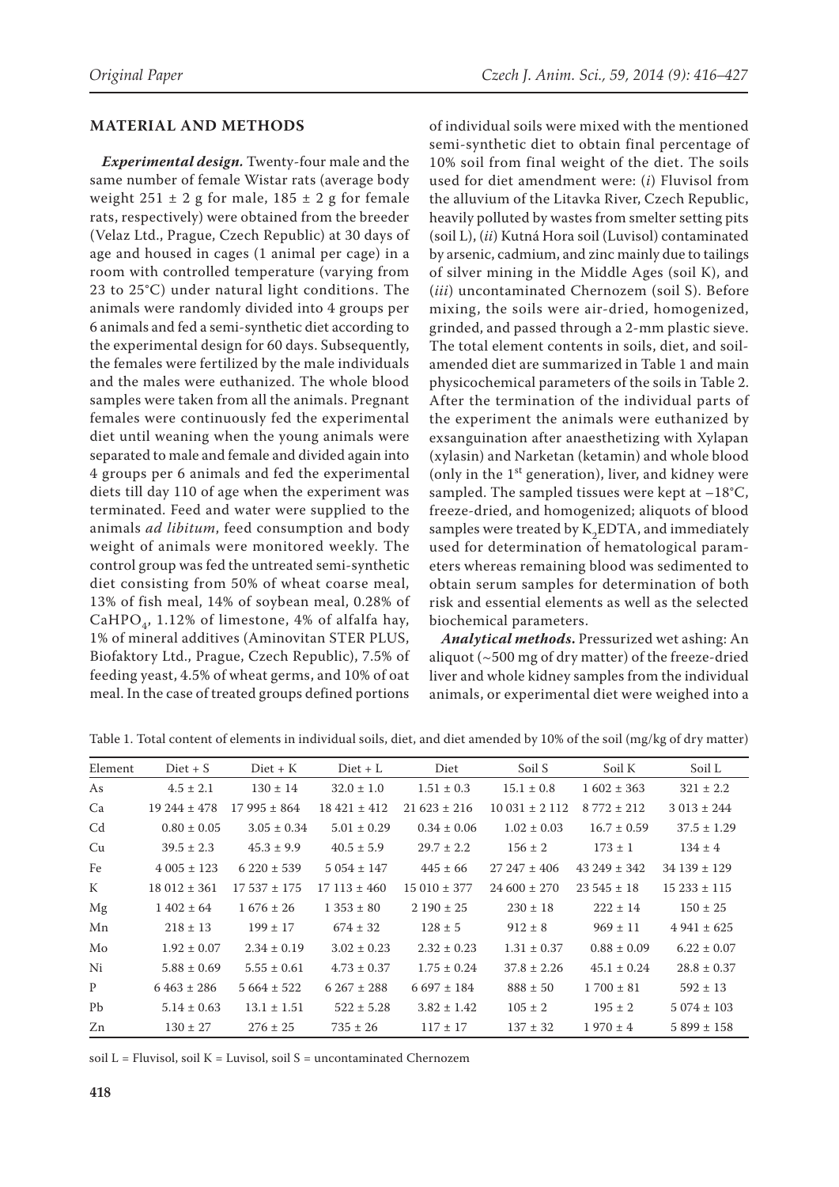## MATERIAL AND METHODS

***Experimental design.*** Twenty-four male and the same number of female Wistar rats (average body weight 251 ± 2 g for male, 185 ± 2 g for female rats, respectively) were obtained from the breeder (Velaz Ltd., Prague, Czech Republic) at 30 days of age and housed in cages (1 animal per cage) in a room with controlled temperature (varying from 23 to 25°C) under natural light conditions. The animals were randomly divided into 4 groups per 6 animals and fed a semi-synthetic diet according to the experimental design for 60 days. Subsequently, the females were fertilized by the male individuals and the males were euthanized. The whole blood samples were taken from all the animals. Pregnant females were continuously fed the experimental diet until weaning when the young animals were separated to male and female and divided again into 4 groups per 6 animals and fed the experimental diets till day 110 of age when the experiment was terminated. Feed and water were supplied to the animals *ad libitum*, feed consumption and body weight of animals were monitored weekly. The control group was fed the untreated semi-synthetic diet consisting from 50% of wheat coarse meal, 13% of fish meal, 14% of soybean meal, 0.28% of $CaHPO_4$, 1.12% of limestone, 4% of alfalfa hay, 1% of mineral additives (Aminovitan STER PLUS, Biofaktory Ltd., Prague, Czech Republic), 7.5% of feeding yeast, 4.5% of wheat germs, and 10% of oat meal. In the case of treated groups defined portions of individual soils were mixed with the mentioned semi-synthetic diet to obtain final percentage of 10% soil from final weight of the diet. The soils used for diet amendment were: (*i*) Fluvisol from the alluvium of the Litavka River, Czech Republic, heavily polluted by wastes from smelter setting pits (soil L), (*ii*) Kutná Hora soil (Luvisol) contaminated by arsenic, cadmium, and zinc mainly due to tailings of silver mining in the Middle Ages (soil K), and (*iii*) uncontaminated Chernozem (soil S). Before mixing, the soils were air-dried, homogenized, grinded, and passed through a 2-mm plastic sieve. The total element contents in soils, diet, and soil-amended diet are summarized in Table 1 and main physicochemical parameters of the soils in Table 2. After the termination of the individual parts of the experiment the animals were euthanized by exsanguination after anaesthetizing with Xylapan (xylasin) and Narketan (ketamin) and whole blood (only in the 1st generation), liver, and kidney were sampled. The sampled tissues were kept at −18°C, freeze-dried, and homogenized; aliquots of blood samples were treated by $K_2EDTA$, and immediately used for determination of hematological parameters whereas remaining blood was sedimented to obtain serum samples for determination of both risk and essential elements as well as the selected biochemical parameters.

***Analytical methods.*** Pressurized wet ashing: An aliquot (~500 mg of dry matter) of the freeze-dried liver and whole kidney samples from the individual animals, or experimental diet were weighed into a

Table 1. Total content of elements in individual soils, diet, and diet amended by 10% of the soil (mg/kg of dry matter)

| Element | Diet + S | Diet + K | Diet + L | Diet | Soil S | Soil K | Soil L |
|---|---|---|---|---|---|---|---|
| As | 4.5 ± 2.1 | 130 ± 14 | 32.0 ± 1.0 | 1.51 ± 0.3 | 15.1 ± 0.8 | 1 602 ± 363 | 321 ± 2.2 |
| Ca | 19 244 ± 478 | 17 995 ± 864 | 18 421 ± 412 | 21 623 ± 216 | 10 031 ± 2 112 | 8 772 ± 212 | 3 013 ± 244 |
| Cd | 0.80 ± 0.05 | 3.05 ± 0.34 | 5.01 ± 0.29 | 0.34 ± 0.06 | 1.02 ± 0.03 | 16.7 ± 0.59 | 37.5 ± 1.29 |
| Cu | 39.5 ± 2.3 | 45.3 ± 9.9 | 40.5 ± 5.9 | 29.7 ± 2.2 | 156 ± 2 | 173 ± 1 | 134 ± 4 |
| Fe | 4 005 ± 123 | 6 220 ± 539 | 5 054 ± 147 | 445 ± 66 | 27 247 ± 406 | 43 249 ± 342 | 34 139 ± 129 |
| K | 18 012 ± 361 | 17 537 ± 175 | 17 113 ± 460 | 15 010 ± 377 | 24 600 ± 270 | 23 545 ± 18 | 15 233 ± 115 |
| Mg | 1 402 ± 64 | 1 676 ± 26 | 1 353 ± 80 | 2 190 ± 25 | 230 ± 18 | 222 ± 14 | 150 ± 25 |
| Mn | 218 ± 13 | 199 ± 17 | 674 ± 32 | 128 ± 5 | 912 ± 8 | 969 ± 11 | 4 941 ± 625 |
| Mo | 1.92 ± 0.07 | 2.34 ± 0.19 | 3.02 ± 0.23 | 2.32 ± 0.23 | 1.31 ± 0.37 | 0.88 ± 0.09 | 6.22 ± 0.07 |
| Ni | 5.88 ± 0.69 | 5.55 ± 0.61 | 4.73 ± 0.37 | 1.75 ± 0.24 | 37.8 ± 2.26 | 45.1 ± 0.24 | 28.8 ± 0.37 |
| P | 6 463 ± 286 | 5 664 ± 522 | 6 267 ± 288 | 6 697 ± 184 | 888 ± 50 | 1 700 ± 81 | 592 ± 13 |
| Pb | 5.14 ± 0.63 | 13.1 ± 1.51 | 522 ± 5.28 | 3.82 ± 1.42 | 105 ± 2 | 195 ± 2 | 5 074 ± 103 |
| Zn | 130 ± 27 | 276 ± 25 | 735 ± 26 | 117 ± 17 | 137 ± 32 | 1 970 ± 4 | 5 899 ± 158 |

soil L = Fluvisol, soil K = Luvisol, soil S = uncontaminated Chernozem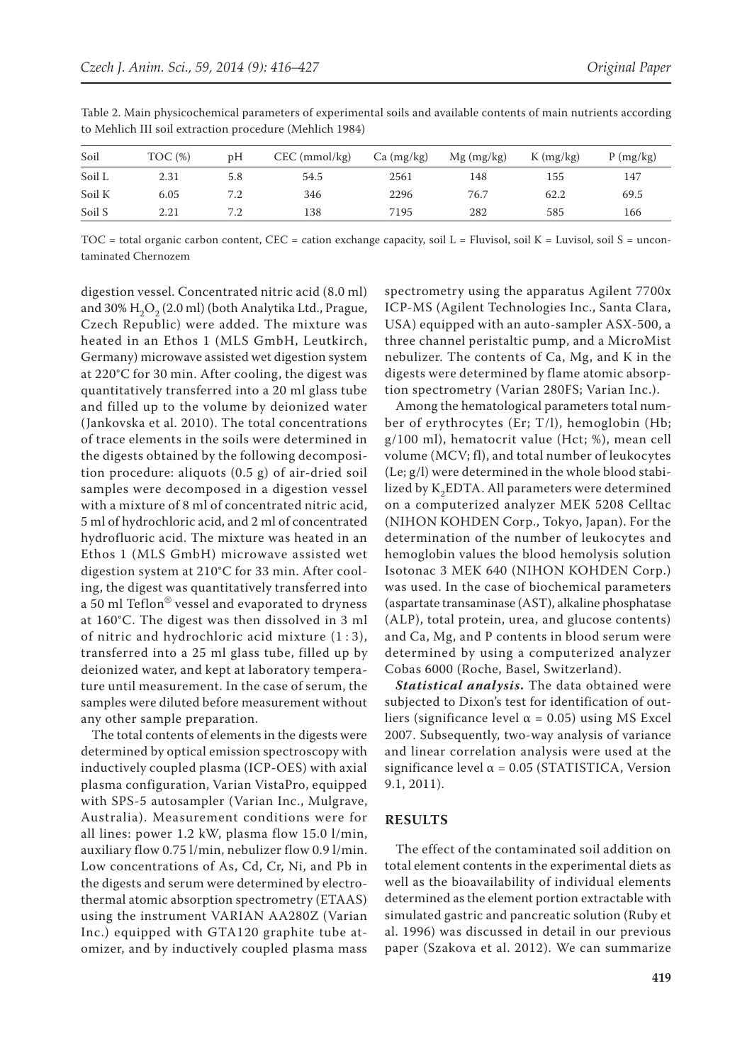Table 2. Main physicochemical parameters of experimental soils and available contents of main nutrients according to Mehlich III soil extraction procedure (Mehlich 1984)

| Soil | TOC (%) | pH | CEC (mmol/kg) | Ca (mg/kg) | Mg (mg/kg) | K (mg/kg) | P (mg/kg) |
|---|---|---|---|---|---|---|---|
| Soil L | 2.31 | 5.8 | 54.5 | 2561 | 148 | 155 | 147 |
| Soil K | 6.05 | 7.2 | 346 | 2296 | 76.7 | 62.2 | 69.5 |
| Soil S | 2.21 | 7.2 | 138 | 7195 | 282 | 585 | 166 |

TOC = total organic carbon content, CEC = cation exchange capacity, soil L = Fluvisol, soil K = Luvisol, soil S = uncontaminated Chernozem

digestion vessel. Concentrated nitric acid (8.0 ml) and 30% $H_2O_2$ (2.0 ml) (both Analytika Ltd., Prague, Czech Republic) were added. The mixture was heated in an Ethos 1 (MLS GmbH, Leutkirch, Germany) microwave assisted wet digestion system at 220°C for 30 min. After cooling, the digest was quantitatively transferred into a 20 ml glass tube and filled up to the volume by deionized water (Jankovska et al. 2010). The total concentrations of trace elements in the soils were determined in the digests obtained by the following decomposition procedure: aliquots (0.5 g) of air-dried soil samples were decomposed in a digestion vessel with a mixture of 8 ml of concentrated nitric acid, 5 ml of hydrochloric acid, and 2 ml of concentrated hydrofluoric acid. The mixture was heated in an Ethos 1 (MLS GmbH) microwave assisted wet digestion system at 210°C for 33 min. After cooling, the digest was quantitatively transferred into a 50 ml Teflon® vessel and evaporated to dryness at 160°C. The digest was then dissolved in 3 ml of nitric and hydrochloric acid mixture (1 : 3), transferred into a 25 ml glass tube, filled up by deionized water, and kept at laboratory temperature until measurement. In the case of serum, the samples were diluted before measurement without any other sample preparation.

The total contents of elements in the digests were determined by optical emission spectroscopy with inductively coupled plasma (ICP-OES) with axial plasma configuration, Varian VistaPro, equipped with SPS-5 autosampler (Varian Inc., Mulgrave, Australia). Measurement conditions were for all lines: power 1.2 kW, plasma flow 15.0 l/min, auxiliary flow 0.75 l/min, nebulizer flow 0.9 l/min. Low concentrations of As, Cd, Cr, Ni, and Pb in the digests and serum were determined by electrothermal atomic absorption spectrometry (ETAAS) using the instrument VARIAN AA280Z (Varian Inc.) equipped with GTA120 graphite tube atomizer, and by inductively coupled plasma mass spectrometry using the apparatus Agilent 7700x ICP-MS (Agilent Technologies Inc., Santa Clara, USA) equipped with an auto-sampler ASX-500, a three channel peristaltic pump, and a MicroMist nebulizer. The contents of Ca, Mg, and K in the digests were determined by flame atomic absorption spectrometry (Varian 280FS; Varian Inc.).

Among the hematological parameters total number of erythrocytes (Er; T/l), hemoglobin (Hb; g/100 ml), hematocrit value (Hct; %), mean cell volume (MCV; fl), and total number of leukocytes (Le; g/l) were determined in the whole blood stabilized by $K_2$EDTA. All parameters were determined on a computerized analyzer MEK 5208 Celltac (NIHON KOHDEN Corp., Tokyo, Japan). For the determination of the number of leukocytes and hemoglobin values the blood hemolysis solution Isotonac 3 MEK 640 (NIHON KOHDEN Corp.) was used. In the case of biochemical parameters (aspartate transaminase (AST), alkaline phosphatase (ALP), total protein, urea, and glucose contents) and Ca, Mg, and P contents in blood serum were determined by using a computerized analyzer Cobas 6000 (Roche, Basel, Switzerland).

***Statistical analysis.*** The data obtained were subjected to Dixon's test for identification of outliers (significance level $\alpha = 0.05$) using MS Excel 2007. Subsequently, two-way analysis of variance and linear correlation analysis were used at the significance level $\alpha = 0.05$ (STATISTICA, Version 9.1, 2011).

## RESULTS

The effect of the contaminated soil addition on total element contents in the experimental diets as well as the bioavailability of individual elements determined as the element portion extractable with simulated gastric and pancreatic solution (Ruby et al. 1996) was discussed in detail in our previous paper (Szakova et al. 2012). We can summarize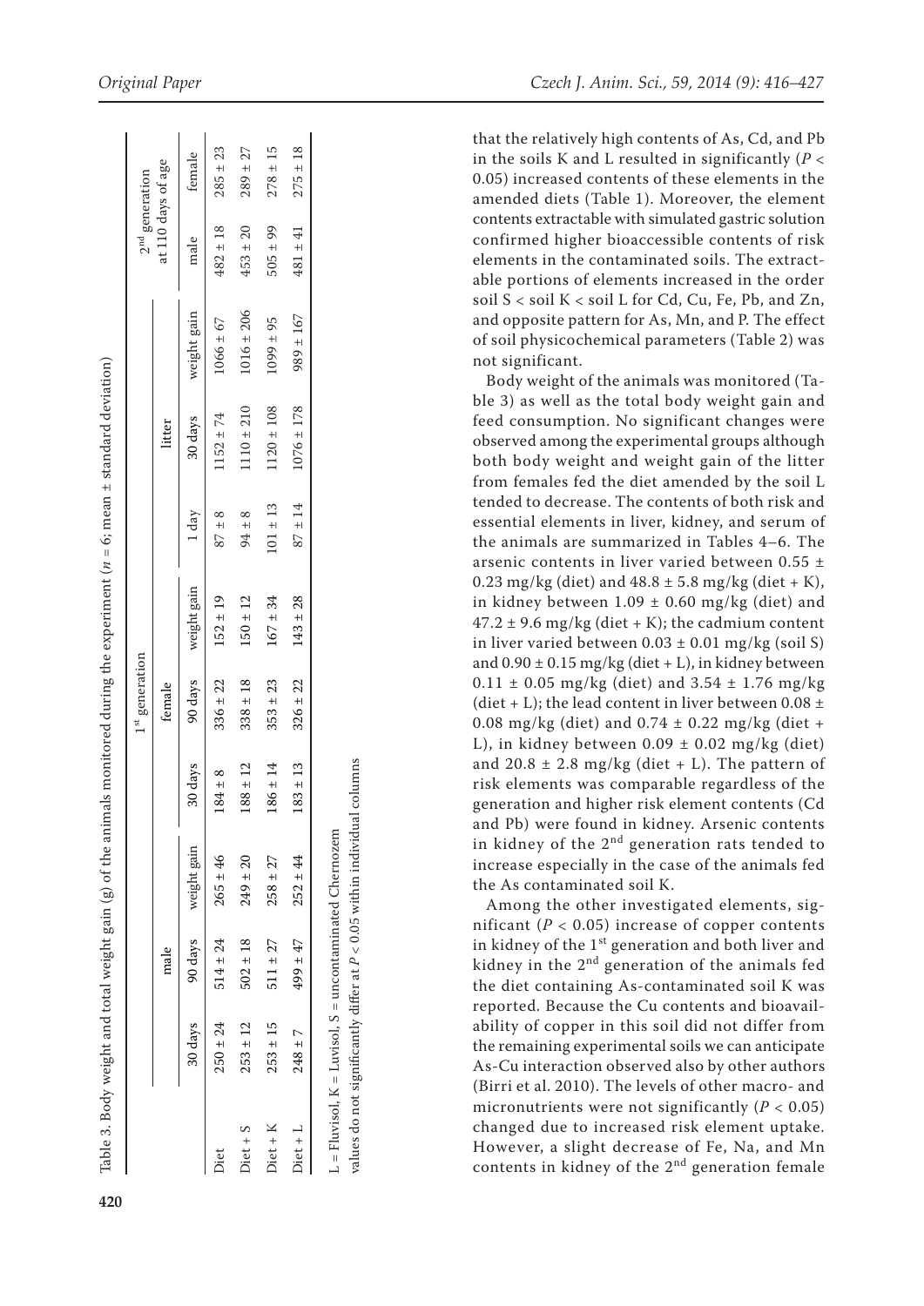Table 3. Body weight and total weight gain (g) of the animals monitored during the experiment ($n = 6$; mean ± standard deviation)

| | 1st generation | | | | | | | | | | 2nd generation at 110 days of age | |
|---|---|---|---|---|---|---|---|---|---|---|---|---|
| | male | | | female | | | litter | | | | | |
| | 30 days | 90 days | weight gain | 30 days | 90 days | weight gain | 1 day | 30 days | weight gain | | male | female |
| Diet | 250 ± 24 | 514 ± 24 | 265 ± 46 | 184 ± 8 | 336 ± 22 | 152 ± 19 | 87 ± 8 | 1152 ± 74 | 1066 ± 67 | | 482 ± 18 | 285 ± 23 |
| Diet + S | 253 ± 12 | 502 ± 18 | 249 ± 20 | 188 ± 12 | 338 ± 18 | 150 ± 12 | 94 ± 8 | 1110 ± 210 | 1016 ± 206 | | 453 ± 20 | 289 ± 27 |
| Diet + K | 253 ± 15 | 511 ± 27 | 258 ± 27 | 186 ± 14 | 353 ± 23 | 167 ± 34 | 101 ± 13 | 1120 ± 108 | 1099 ± 95 | | 505 ± 99 | 278 ± 15 |
| Diet + L | 248 ± 7 | 499 ± 47 | 252 ± 44 | 183 ± 13 | 326 ± 22 | 143 ± 28 | 87 ± 14 | 1076 ± 178 | 989 ± 167 | | 481 ± 41 | 275 ± 18 |

L = Fluvisol, K = Luvisol, S = uncontaminated Chernozem

values do not significantly differ at $P < 0.05$ within individual columns

that the relatively high contents of As, Cd, and Pb in the soils K and L resulted in significantly ($P < 0.05$) increased contents of these elements in the amended diets (Table 1). Moreover, the element contents extractable with simulated gastric solution confirmed higher bioaccessible contents of risk elements in the contaminated soils. The extractable portions of elements increased in the order soil S < soil K < soil L for Cd, Cu, Fe, Pb, and Zn, and opposite pattern for As, Mn, and P. The effect of soil physicochemical parameters (Table 2) was not significant.

Body weight of the animals was monitored (Table 3) as well as the total body weight gain and feed consumption. No significant changes were observed among the experimental groups although both body weight and weight gain of the litter from females fed the diet amended by the soil L tended to decrease. The contents of both risk and essential elements in liver, kidney, and serum of the animals are summarized in Tables 4–6. The arsenic contents in liver varied between 0.55 ± 0.23 mg/kg (diet) and 48.8 ± 5.8 mg/kg (diet + K), in kidney between 1.09 ± 0.60 mg/kg (diet) and 47.2 ± 9.6 mg/kg (diet + K); the cadmium content in liver varied between 0.03 ± 0.01 mg/kg (soil S) and 0.90 ± 0.15 mg/kg (diet + L), in kidney between 0.11 ± 0.05 mg/kg (diet) and 3.54 ± 1.76 mg/kg (diet + L); the lead content in liver between 0.08 ± 0.08 mg/kg (diet) and 0.74 ± 0.22 mg/kg (diet + L), in kidney between 0.09 ± 0.02 mg/kg (diet) and 20.8 ± 2.8 mg/kg (diet + L). The pattern of risk elements was comparable regardless of the generation and higher risk element contents (Cd and Pb) were found in kidney. Arsenic contents in kidney of the 2nd generation rats tended to increase especially in the case of the animals fed the As contaminated soil K.

Among the other investigated elements, significant ($P < 0.05$) increase of copper contents in kidney of the 1st generation and both liver and kidney in the 2nd generation of the animals fed the diet containing As-contaminated soil K was reported. Because the Cu contents and bioavailability of copper in this soil did not differ from the remaining experimental soils we can anticipate As-Cu interaction observed also by other authors (Birri et al. 2010). The levels of other macro- and micronutrients were not significantly ($P < 0.05$) changed due to increased risk element uptake. However, a slight decrease of Fe, Na, and Mn contents in kidney of the 2nd generation female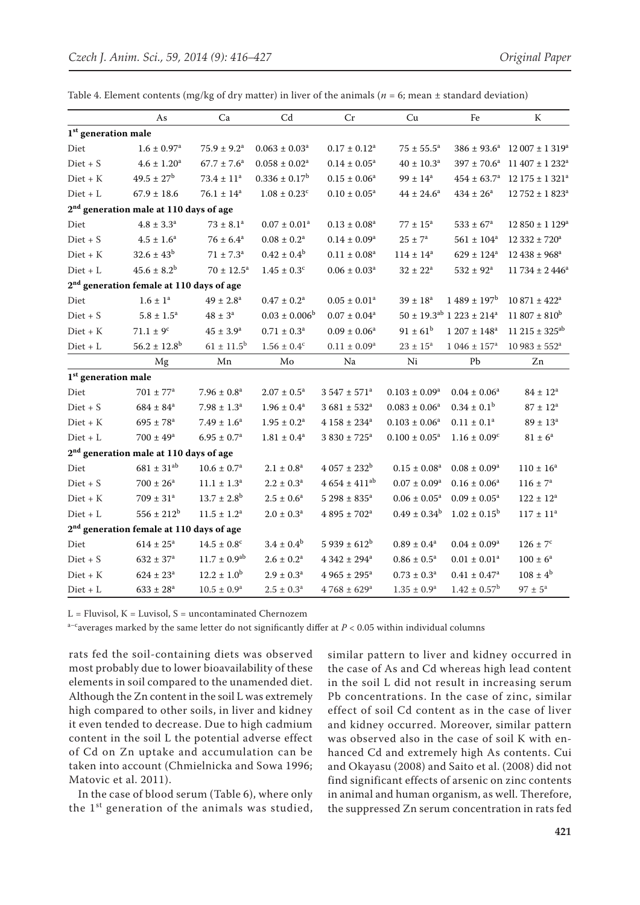Table 4. Element contents (mg/kg of dry matter) in liver of the animals ($n = 6$; mean ± standard deviation)

| | As | Ca | Cd | Cr | Cu | Fe | K |
|---|---|---|---|---|---|---|---|
| **1st generation male** | | | | | | | |
| Diet | $1.6 \pm 0.97^{a}$ | $75.9 \pm 9.2^{a}$ | $0.063 \pm 0.03^{a}$ | $0.17 \pm 0.12^{a}$ | $75 \pm 55.5^{a}$ | $386 \pm 93.6^{a}$ | $12\,007 \pm 1\,319^{a}$ |
| Diet + S | $4.6 \pm 1.20^{a}$ | $67.7 \pm 7.6^{a}$ | $0.058 \pm 0.02^{a}$ | $0.14 \pm 0.05^{a}$ | $40 \pm 10.3^{a}$ | $397 \pm 70.6^{a}$ | $11\,407 \pm 1\,232^{a}$ |
| Diet + K | $49.5 \pm 27^{b}$ | $73.4 \pm 11^{a}$ | $0.336 \pm 0.17^{b}$ | $0.15 \pm 0.06^{a}$ | $99 \pm 14^{a}$ | $454 \pm 63.7^{a}$ | $12\,175 \pm 1\,321^{a}$ |
| Diet + L | $67.9 \pm 18.6$ | $76.1 \pm 14^{a}$ | $1.08 \pm 0.23^{c}$ | $0.10 \pm 0.05^{a}$ | $44 \pm 24.6^{a}$ | $434 \pm 26^{a}$ | $12\,752 \pm 1\,823^{a}$ |
| **2nd generation male at 110 days of age** | | | | | | | |
| Diet | $4.8 \pm 3.3^{a}$ | $73 \pm 8.1^{a}$ | $0.07 \pm 0.01^{a}$ | $0.13 \pm 0.08^{a}$ | $77 \pm 15^{a}$ | $533 \pm 67^{a}$ | $12\,850 \pm 1\,129^{a}$ |
| Diet + S | $4.5 \pm 1.6^{a}$ | $76 \pm 6.4^{a}$ | $0.08 \pm 0.2^{a}$ | $0.14 \pm 0.09^{a}$ | $25 \pm 7^{a}$ | $561 \pm 104^{a}$ | $12\,332 \pm 720^{a}$ |
| Diet + K | $32.6 \pm 43^{b}$ | $71 \pm 7.3^{a}$ | $0.42 \pm 0.4^{b}$ | $0.11 \pm 0.08^{a}$ | $114 \pm 14^{a}$ | $629 \pm 124^{a}$ | $12\,438 \pm 968^{a}$ |
| Diet + L | $45.6 \pm 8.2^{b}$ | $70 \pm 12.5^{a}$ | $1.45 \pm 0.3^{c}$ | $0.06 \pm 0.03^{a}$ | $32 \pm 22^{a}$ | $532 \pm 92^{a}$ | $11\,734 \pm 2\,446^{a}$ |
| **2nd generation female at 110 days of age** | | | | | | | |
| Diet | $1.6 \pm 1^{a}$ | $49 \pm 2.8^{a}$ | $0.47 \pm 0.2^{a}$ | $0.05 \pm 0.01^{a}$ | $39 \pm 18^{a}$ | $1\,489 \pm 197^{b}$ | $10\,871 \pm 422^{a}$ |
| Diet + S | $5.8 \pm 1.5^{a}$ | $48 \pm 3^{a}$ | $0.03 \pm 0.006^{b}$ | $0.07 \pm 0.04^{a}$ | $50 \pm 19.3^{ab}$ | $1\,223 \pm 214^{a}$ | $11\,807 \pm 810^{b}$ |
| Diet + K | $71.1 \pm 9^{c}$ | $45 \pm 3.9^{a}$ | $0.71 \pm 0.3^{a}$ | $0.09 \pm 0.06^{a}$ | $91 \pm 61^{b}$ | $1\,207 \pm 148^{a}$ | $11\,215 \pm 325^{ab}$ |
| Diet + L | $56.2 \pm 12.8^{b}$ | $61 \pm 11.5^{b}$ | $1.56 \pm 0.4^{c}$ | $0.11 \pm 0.09^{a}$ | $23 \pm 15^{a}$ | $1\,046 \pm 157^{a}$ | $10\,983 \pm 552^{a}$ |
| | **Mg** | **Mn** | **Mo** | **Na** | **Ni** | **Pb** | **Zn** |
| **1st generation male** | | | | | | | |
| Diet | $701 \pm 77^{a}$ | $7.96 \pm 0.8^{a}$ | $2.07 \pm 0.5^{a}$ | $3\,547 \pm 571^{a}$ | $0.103 \pm 0.09^{a}$ | $0.04 \pm 0.06^{a}$ | $84 \pm 12^{a}$ |
| Diet + S | $684 \pm 84^{a}$ | $7.98 \pm 1.3^{a}$ | $1.96 \pm 0.4^{a}$ | $3\,681 \pm 532^{a}$ | $0.083 \pm 0.06^{a}$ | $0.34 \pm 0.1^{b}$ | $87 \pm 12^{a}$ |
| Diet + K | $695 \pm 78^{a}$ | $7.49 \pm 1.6^{a}$ | $1.95 \pm 0.2^{a}$ | $4\,158 \pm 234^{a}$ | $0.103 \pm 0.06^{a}$ | $0.11 \pm 0.1^{a}$ | $89 \pm 13^{a}$ |
| Diet + L | $700 \pm 49^{a}$ | $6.95 \pm 0.7^{a}$ | $1.81 \pm 0.4^{a}$ | $3\,830 \pm 725^{a}$ | $0.100 \pm 0.05^{a}$ | $1.16 \pm 0.09^{c}$ | $81 \pm 6^{a}$ |
| **2nd generation male at 110 days of age** | | | | | | | |
| Diet | $681 \pm 31^{ab}$ | $10.6 \pm 0.7^{a}$ | $2.1 \pm 0.8^{a}$ | $4\,057 \pm 232^{b}$ | $0.15 \pm 0.08^{a}$ | $0.08 \pm 0.09^{a}$ | $110 \pm 16^{a}$ |
| Diet + S | $700 \pm 26^{a}$ | $11.1 \pm 1.3^{a}$ | $2.2 \pm 0.3^{a}$ | $4\,654 \pm 411^{ab}$ | $0.07 \pm 0.09^{a}$ | $0.16 \pm 0.06^{a}$ | $116 \pm 7^{a}$ |
| Diet + K | $709 \pm 31^{a}$ | $13.7 \pm 2.8^{b}$ | $2.5 \pm 0.6^{a}$ | $5\,298 \pm 835^{a}$ | $0.06 \pm 0.05^{a}$ | $0.09 \pm 0.05^{a}$ | $122 \pm 12^{a}$ |
| Diet + L | $556 \pm 212^{b}$ | $11.5 \pm 1.2^{a}$ | $2.0 \pm 0.3^{a}$ | $4\,895 \pm 702^{a}$ | $0.49 \pm 0.34^{b}$ | $1.02 \pm 0.15^{b}$ | $117 \pm 11^{a}$ |
| **2nd generation female at 110 days of age** | | | | | | | |
| Diet | $614 \pm 25^{a}$ | $14.5 \pm 0.8^{c}$ | $3.4 \pm 0.4^{b}$ | $5\,939 \pm 612^{b}$ | $0.89 \pm 0.4^{a}$ | $0.04 \pm 0.09^{a}$ | $126 \pm 7^{c}$ |
| Diet + S | $632 \pm 37^{a}$ | $11.7 \pm 0.9^{ab}$ | $2.6 \pm 0.2^{a}$ | $4\,342 \pm 294^{a}$ | $0.86 \pm 0.5^{a}$ | $0.01 \pm 0.01^{a}$ | $100 \pm 6^{a}$ |
| Diet + K | $624 \pm 23^{a}$ | $12.2 \pm 1.0^{b}$ | $2.9 \pm 0.3^{a}$ | $4\,965 \pm 295^{a}$ | $0.73 \pm 0.3^{a}$ | $0.41 \pm 0.47^{a}$ | $108 \pm 4^{b}$ |
| Diet + L | $633 \pm 28^{a}$ | $10.5 \pm 0.9^{a}$ | $2.5 \pm 0.3^{a}$ | $4\,768 \pm 629^{a}$ | $1.35 \pm 0.9^{a}$ | $1.42 \pm 0.57^{b}$ | $97 \pm 5^{a}$ |

L = Fluvisol, K = Luvisol, S = uncontaminated Chernozem

a–c averages marked by the same letter do not significantly differ at $P < 0.05$ within individual columns

rats fed the soil-containing diets was observed most probably due to lower bioavailability of these elements in soil compared to the unamended diet. Although the Zn content in the soil L was extremely high compared to other soils, in liver and kidney it even tended to decrease. Due to high cadmium content in the soil L the potential adverse effect of Cd on Zn uptake and accumulation can be taken into account (Chmielnicka and Sowa 1996; Matovic et al. 2011).

In the case of blood serum (Table 6), where only the 1st generation of the animals was studied, similar pattern to liver and kidney occurred in the case of As and Cd whereas high lead content in the soil L did not result in increasing serum Pb concentrations. In the case of zinc, similar effect of soil Cd content as in the case of liver and kidney occurred. Moreover, similar pattern was observed also in the case of soil K with enhanced Cd and extremely high As contents. Cui and Okayasu (2008) and Saito et al. (2008) did not find significant effects of arsenic on zinc contents in animal and human organism, as well. Therefore, the suppressed Zn serum concentration in rats fed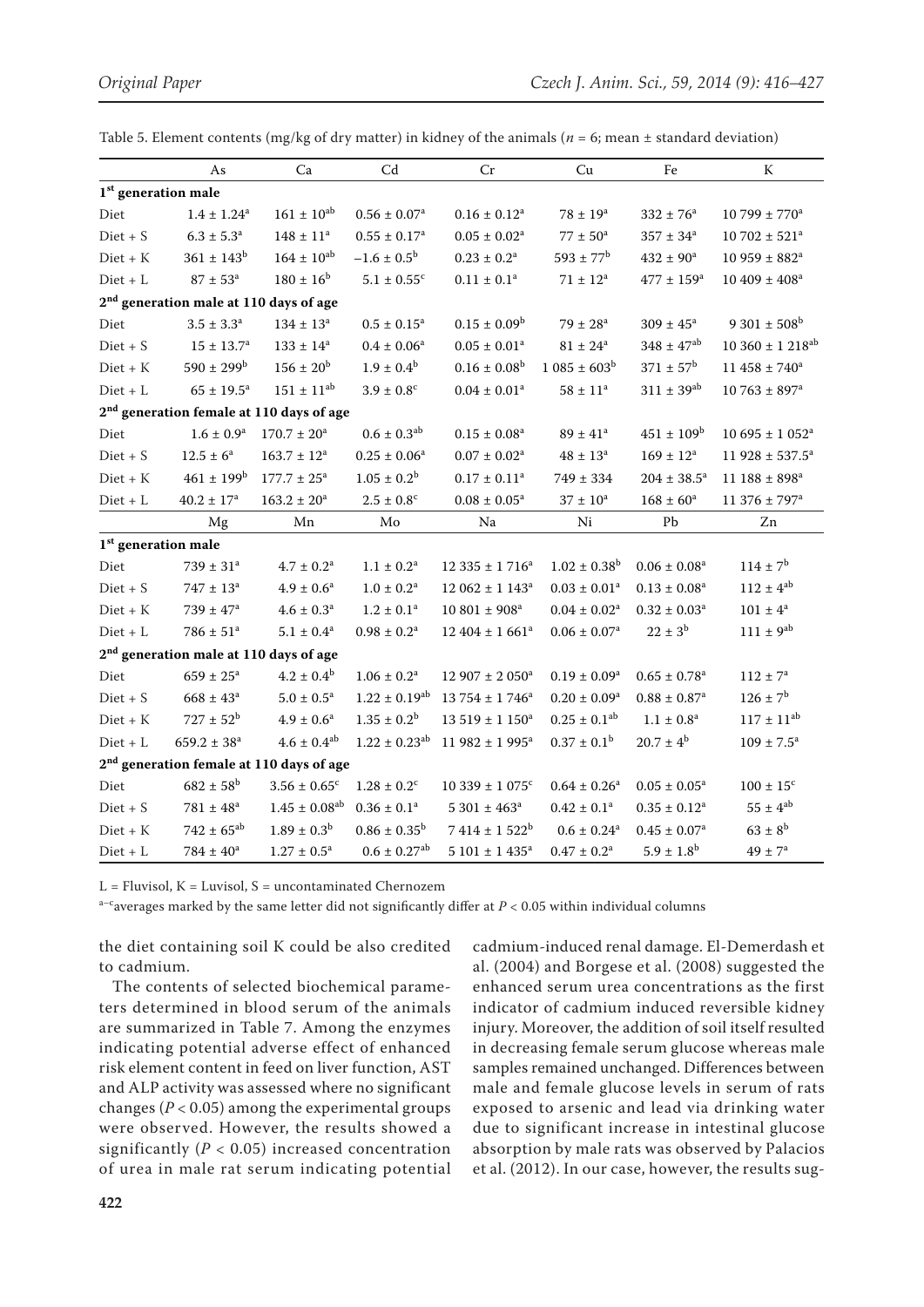Table 5. Element contents (mg/kg of dry matter) in kidney of the animals ($n$ = 6; mean ± standard deviation)

| | As | Ca | Cd | Cr | Cu | Fe | K |
|---|---|---|---|---|---|---|---|
| **1st generation male** | | | | | | | |
| Diet | $1.4 \pm 1.24^{a}$ | $161 \pm 10^{ab}$ | $0.56 \pm 0.07^{a}$ | $0.16 \pm 0.12^{a}$ | $78 \pm 19^{a}$ | $332 \pm 76^{a}$ | $10\,799 \pm 770^{a}$ |
| Diet + S | $6.3 \pm 5.3^{a}$ | $148 \pm 11^{a}$ | $0.55 \pm 0.17^{a}$ | $0.05 \pm 0.02^{a}$ | $77 \pm 50^{a}$ | $357 \pm 34^{a}$ | $10\,702 \pm 521^{a}$ |
| Diet + K | $361 \pm 143^{b}$ | $164 \pm 10^{ab}$ | $-1.6 \pm 0.5^{b}$ | $0.23 \pm 0.2^{a}$ | $593 \pm 77^{b}$ | $432 \pm 90^{a}$ | $10\,959 \pm 882^{a}$ |
| Diet + L | $87 \pm 53^{a}$ | $180 \pm 16^{b}$ | $5.1 \pm 0.55^{c}$ | $0.11 \pm 0.1^{a}$ | $71 \pm 12^{a}$ | $477 \pm 159^{a}$ | $10\,409 \pm 408^{a}$ |
| **2nd generation male at 110 days of age** | | | | | | | |
| Diet | $3.5 \pm 3.3^{a}$ | $134 \pm 13^{a}$ | $0.5 \pm 0.15^{a}$ | $0.15 \pm 0.09^{b}$ | $79 \pm 28^{a}$ | $309 \pm 45^{a}$ | $9\,301 \pm 508^{b}$ |
| Diet + S | $15 \pm 13.7^{a}$ | $133 \pm 14^{a}$ | $0.4 \pm 0.06^{a}$ | $0.05 \pm 0.01^{a}$ | $81 \pm 24^{a}$ | $348 \pm 47^{ab}$ | $10\,360 \pm 1\,218^{ab}$ |
| Diet + K | $590 \pm 299^{b}$ | $156 \pm 20^{b}$ | $1.9 \pm 0.4^{b}$ | $0.16 \pm 0.08^{b}$ | $1\,085 \pm 603^{b}$ | $371 \pm 57^{b}$ | $11\,458 \pm 740^{a}$ |
| Diet + L | $65 \pm 19.5^{a}$ | $151 \pm 11^{ab}$ | $3.9 \pm 0.8^{c}$ | $0.04 \pm 0.01^{a}$ | $58 \pm 11^{a}$ | $311 \pm 39^{ab}$ | $10\,763 \pm 897^{a}$ |
| **2nd generation female at 110 days of age** | | | | | | | |
| Diet | $1.6 \pm 0.9^{a}$ | $170.7 \pm 20^{a}$ | $0.6 \pm 0.3^{ab}$ | $0.15 \pm 0.08^{a}$ | $89 \pm 41^{a}$ | $451 \pm 109^{b}$ | $10\,695 \pm 1\,052^{a}$ |
| Diet + S | $12.5 \pm 6^{a}$ | $163.7 \pm 12^{a}$ | $0.25 \pm 0.06^{a}$ | $0.07 \pm 0.02^{a}$ | $48 \pm 13^{a}$ | $169 \pm 12^{a}$ | $11\,928 \pm 537.5^{a}$ |
| Diet + K | $461 \pm 199^{b}$ | $177.7 \pm 25^{a}$ | $1.05 \pm 0.2^{b}$ | $0.17 \pm 0.11^{a}$ | $749 \pm 334$ | $204 \pm 38.5^{a}$ | $11\,188 \pm 898^{a}$ |
| Diet + L | $40.2 \pm 17^{a}$ | $163.2 \pm 20^{a}$ | $2.5 \pm 0.8^{c}$ | $0.08 \pm 0.05^{a}$ | $37 \pm 10^{a}$ | $168 \pm 60^{a}$ | $11\,376 \pm 797^{a}$ |
| | **Mg** | **Mn** | **Mo** | **Na** | **Ni** | **Pb** | **Zn** |
| **1st generation male** | | | | | | | |
| Diet | $739 \pm 31^{a}$ | $4.7 \pm 0.2^{a}$ | $1.1 \pm 0.2^{a}$ | $12\,335 \pm 1\,716^{a}$ | $1.02 \pm 0.38^{b}$ | $0.06 \pm 0.08^{a}$ | $114 \pm 7^{b}$ |
| Diet + S | $747 \pm 13^{a}$ | $4.9 \pm 0.6^{a}$ | $1.0 \pm 0.2^{a}$ | $12\,062 \pm 1\,143^{a}$ | $0.03 \pm 0.01^{a}$ | $0.13 \pm 0.08^{a}$ | $112 \pm 4^{ab}$ |
| Diet + K | $739 \pm 47^{a}$ | $4.6 \pm 0.3^{a}$ | $1.2 \pm 0.1^{a}$ | $10\,801 \pm 908^{a}$ | $0.04 \pm 0.02^{a}$ | $0.32 \pm 0.03^{a}$ | $101 \pm 4^{a}$ |
| Diet + L | $786 \pm 51^{a}$ | $5.1 \pm 0.4^{a}$ | $0.98 \pm 0.2^{a}$ | $12\,404 \pm 1\,661^{a}$ | $0.06 \pm 0.07^{a}$ | $22 \pm 3^{b}$ | $111 \pm 9^{ab}$ |
| **2nd generation male at 110 days of age** | | | | | | | |
| Diet | $659 \pm 25^{a}$ | $4.2 \pm 0.4^{b}$ | $1.06 \pm 0.2^{a}$ | $12\,907 \pm 2\,050^{a}$ | $0.19 \pm 0.09^{a}$ | $0.65 \pm 0.78^{a}$ | $112 \pm 7^{a}$ |
| Diet + S | $668 \pm 43^{a}$ | $5.0 \pm 0.5^{a}$ | $1.22 \pm 0.19^{ab}$ | $13\,754 \pm 1\,746^{a}$ | $0.20 \pm 0.09^{a}$ | $0.88 \pm 0.87^{a}$ | $126 \pm 7^{b}$ |
| Diet + K | $727 \pm 52^{b}$ | $4.9 \pm 0.6^{a}$ | $1.35 \pm 0.2^{b}$ | $13\,519 \pm 1\,150^{a}$ | $0.25 \pm 0.1^{ab}$ | $1.1 \pm 0.8^{a}$ | $117 \pm 11^{ab}$ |
| Diet + L | $659.2 \pm 38^{a}$ | $4.6 \pm 0.4^{ab}$ | $1.22 \pm 0.23^{ab}$ | $11\,982 \pm 1\,995^{a}$ | $0.37 \pm 0.1^{b}$ | $20.7 \pm 4^{b}$ | $109 \pm 7.5^{a}$ |
| **2nd generation female at 110 days of age** | | | | | | | |
| Diet | $682 \pm 58^{b}$ | $3.56 \pm 0.65^{c}$ | $1.28 \pm 0.2^{c}$ | $10\,339 \pm 1\,075^{c}$ | $0.64 \pm 0.26^{a}$ | $0.05 \pm 0.05^{a}$ | $100 \pm 15^{c}$ |
| Diet + S | $781 \pm 48^{a}$ | $1.45 \pm 0.08^{ab}$ | $0.36 \pm 0.1^{a}$ | $5\,301 \pm 463^{a}$ | $0.42 \pm 0.1^{a}$ | $0.35 \pm 0.12^{a}$ | $55 \pm 4^{ab}$ |
| Diet + K | $742 \pm 65^{ab}$ | $1.89 \pm 0.3^{b}$ | $0.86 \pm 0.35^{b}$ | $7\,414 \pm 1\,522^{b}$ | $0.6 \pm 0.24^{a}$ | $0.45 \pm 0.07^{a}$ | $63 \pm 8^{b}$ |
| Diet + L | $784 \pm 40^{a}$ | $1.27 \pm 0.5^{a}$ | $0.6 \pm 0.27^{ab}$ | $5\,101 \pm 1\,435^{a}$ | $0.47 \pm 0.2^{a}$ | $5.9 \pm 1.8^{b}$ | $49 \pm 7^{a}$ |

L = Fluvisol, K = Luvisol, S = uncontaminated Chernozem

a–c averages marked by the same letter did not significantly differ at $P < 0.05$ within individual columns

the diet containing soil K could be also credited to cadmium.

The contents of selected biochemical parameters determined in blood serum of the animals are summarized in Table 7. Among the enzymes indicating potential adverse effect of enhanced risk element content in feed on liver function, AST and ALP activity was assessed where no significant changes ($P < 0.05$) among the experimental groups were observed. However, the results showed a significantly ($P < 0.05$) increased concentration of urea in male rat serum indicating potential cadmium-induced renal damage. El-Demerdash et al. (2004) and Borgese et al. (2008) suggested the enhanced serum urea concentrations as the first indicator of cadmium induced reversible kidney injury. Moreover, the addition of soil itself resulted in decreasing female serum glucose whereas male samples remained unchanged. Differences between male and female glucose levels in serum of rats exposed to arsenic and lead via drinking water due to significant increase in intestinal glucose absorption by male rats was observed by Palacios et al. (2012). In our case, however, the results sug-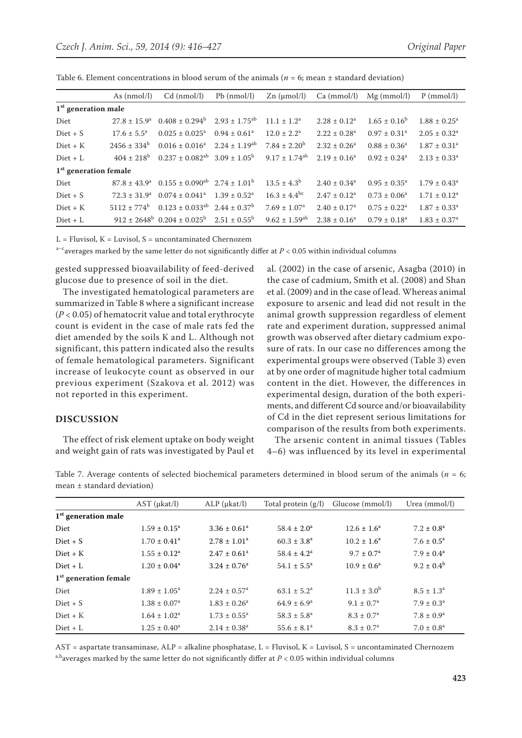Table 6. Element concentrations in blood serum of the animals ($n$ = 6; mean ± standard deviation)

| | As (nmol/l) | Cd (nmol/l) | Pb (nmol/l) | Zn (μmol/l) | Ca (mmol/l) | Mg (mmol/l) | P (mmol/l) |
|---|---|---|---|---|---|---|---|
| **1st generation male** | | | | | | | |
| Diet | $27.8 \pm 15.9^{a}$ | $0.408 \pm 0.294^{b}$ | $2.93 \pm 1.75^{ab}$ | $11.1 \pm 1.2^{a}$ | $2.28 \pm 0.12^{a}$ | $1.65 \pm 0.16^{b}$ | $1.88 \pm 0.25^{a}$ |
| Diet + S | $17.6 \pm 5.5^{a}$ | $0.025 \pm 0.025^{a}$ | $0.94 \pm 0.61^{a}$ | $12.0 \pm 2.2^{a}$ | $2.22 \pm 0.28^{a}$ | $0.97 \pm 0.31^{a}$ | $2.05 \pm 0.32^{a}$ |
| Diet + K | $2456 \pm 334^{b}$ | $0.016 \pm 0.016^{a}$ | $2.24 \pm 1.19^{ab}$ | $7.84 \pm 2.20^{b}$ | $2.32 \pm 0.26^{a}$ | $0.88 \pm 0.36^{a}$ | $1.87 \pm 0.31^{a}$ |
| Diet + L | $404 \pm 218^{b}$ | $0.237 \pm 0.082^{ab}$ | $3.09 \pm 1.05^{b}$ | $9.17 \pm 1.74^{ab}$ | $2.19 \pm 0.16^{a}$ | $0.92 \pm 0.24^{a}$ | $2.13 \pm 0.33^{a}$ |
| **1st generation female** | | | | | | | |
| Diet | $87.8 \pm 43.9^{a}$ | $0.155 \pm 0.090^{ab}$ | $2.74 \pm 1.01^{b}$ | $13.5 \pm 4.3^{b}$ | $2.40 \pm 0.34^{a}$ | $0.95 \pm 0.35^{a}$ | $1.79 \pm 0.43^{a}$ |
| Diet + S | $72.3 \pm 31.9^{a}$ | $0.074 \pm 0.041^{a}$ | $1.39 \pm 0.52^{a}$ | $16.3 \pm 4.4^{bc}$ | $2.47 \pm 0.12^{a}$ | $0.73 \pm 0.06^{a}$ | $1.71 \pm 0.12^{a}$ |
| Diet + K | $5112 \pm 774^{b}$ | $0.123 \pm 0.033^{ab}$ | $2.44 \pm 0.37^{b}$ | $7.69 \pm 1.07^{a}$ | $2.40 \pm 0.17^{a}$ | $0.75 \pm 0.22^{a}$ | $1.87 \pm 0.33^{a}$ |
| Diet + L | $912 \pm 2648^{b}$ | $0.204 \pm 0.025^{b}$ | $2.51 \pm 0.55^{b}$ | $9.62 \pm 1.59^{ab}$ | $2.38 \pm 0.16^{a}$ | $0.79 \pm 0.18^{a}$ | $1.83 \pm 0.37^{a}$ |

L = Fluvisol, K = Luvisol, S = uncontaminated Chernozem

a–c averages marked by the same letter do not significantly differ at $P < 0.05$ within individual columns

gested suppressed bioavailability of feed-derived glucose due to presence of soil in the diet.

The investigated hematological parameters are summarized in Table 8 where a significant increase ($P < 0.05$) of hematocrit value and total erythrocyte count is evident in the case of male rats fed the diet amended by the soils K and L. Although not significant, this pattern indicated also the results of female hematological parameters. Significant increase of leukocyte count as observed in our previous experiment (Szakova et al. 2012) was not reported in this experiment.

## DISCUSSION

The effect of risk element uptake on body weight and weight gain of rats was investigated by Paul et al. (2002) in the case of arsenic, Asagba (2010) in the case of cadmium, Smith et al. (2008) and Shan et al. (2009) and in the case of lead. Whereas animal exposure to arsenic and lead did not result in the animal growth suppression regardless of element rate and experiment duration, suppressed animal growth was observed after dietary cadmium exposure of rats. In our case no differences among the experimental groups were observed (Table 3) even at by one order of magnitude higher total cadmium content in the diet. However, the differences in experimental design, duration of the both experiments, and different Cd source and/or bioavailability of Cd in the diet represent serious limitations for comparison of the results from both experiments.

The arsenic content in animal tissues (Tables 4–6) was influenced by its level in experimental

Table 7. Average contents of selected biochemical parameters determined in blood serum of the animals ($n$ = 6; mean ± standard deviation)

| | AST (μkat/l) | ALP (μkat/l) | Total protein (g/l) | Glucose (mmol/l) | Urea (mmol/l) |
|---|---|---|---|---|---|
| **1st generation male** | | | | | |
| Diet | $1.59 \pm 0.15^{a}$ | $3.36 \pm 0.61^{a}$ | $58.4 \pm 2.0^{a}$ | $12.6 \pm 1.6^{a}$ | $7.2 \pm 0.8^{a}$ |
| Diet + S | $1.70 \pm 0.41^{a}$ | $2.78 \pm 1.01^{a}$ | $60.3 \pm 3.8^{a}$ | $10.2 \pm 1.6^{a}$ | $7.6 \pm 0.5^{a}$ |
| Diet + K | $1.55 \pm 0.12^{a}$ | $2.47 \pm 0.61^{a}$ | $58.4 \pm 4.2^{a}$ | $9.7 \pm 0.7^{a}$ | $7.9 \pm 0.4^{a}$ |
| Diet + L | $1.20 \pm 0.04^{a}$ | $3.24 \pm 0.76^{a}$ | $54.1 \pm 5.5^{a}$ | $10.9 \pm 0.6^{a}$ | $9.2 \pm 0.4^{b}$ |
| **1st generation female** | | | | | |
| Diet | $1.89 \pm 1.05^{a}$ | $2.24 \pm 0.57^{a}$ | $63.1 \pm 5.2^{a}$ | $11.3 \pm 3.0^{b}$ | $8.5 \pm 1.3^{a}$ |
| Diet + S | $1.38 \pm 0.07^{a}$ | $1.83 \pm 0.26^{a}$ | $64.9 \pm 6.9^{a}$ | $9.1 \pm 0.7^{a}$ | $7.9 \pm 0.3^{a}$ |
| Diet + K | $1.64 \pm 1.02^{a}$ | $1.73 \pm 0.55^{a}$ | $58.3 \pm 5.8^{a}$ | $8.3 \pm 0.7^{a}$ | $7.8 \pm 0.9^{a}$ |
| Diet + L | $1.25 \pm 0.40^{a}$ | $2.14 \pm 0.38^{a}$ | $55.6 \pm 8.1^{a}$ | $8.3 \pm 0.7^{a}$ | $7.0 \pm 0.8^{a}$ |

AST = aspartate transaminase, ALP = alkaline phosphatase, L = Fluvisol, K = Luvisol, S = uncontaminated Chernozem

a,b averages marked by the same letter do not significantly differ at $P < 0.05$ within individual columns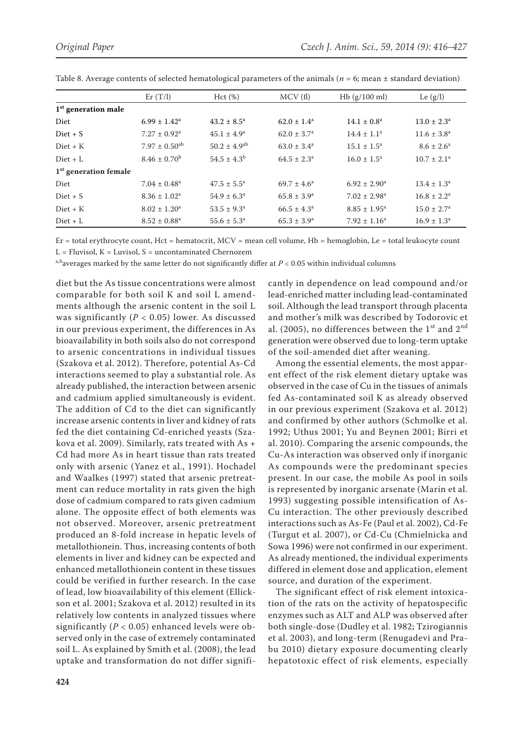Table 8. Average contents of selected hematological parameters of the animals ($n = 6$; mean ± standard deviation)

| | Er (T/l) | Hct (%) | MCV (fl) | Hb (g/100 ml) | Le (g/l) |
|---|---|---|---|---|---|
| **1st generation male** | | | | | |
| Diet | $6.99 \pm 1.42^a$ | $43.2 \pm 8.5^a$ | $62.0 \pm 1.4^a$ | $14.1 \pm 0.8^a$ | $13.0 \pm 2.3^a$ |
| Diet + S | $7.27 \pm 0.92^a$ | $45.1 \pm 4.9^a$ | $62.0 \pm 3.7^a$ | $14.4 \pm 1.1^a$ | $11.6 \pm 3.8^a$ |
| Diet + K | $7.97 \pm 0.50^{ab}$ | $50.2 \pm 4.9^{ab}$ | $63.0 \pm 3.4^a$ | $15.1 \pm 1.5^a$ | $8.6 \pm 2.6^a$ |
| Diet + L | $8.46 \pm 0.70^b$ | $54.5 \pm 4.3^b$ | $64.5 \pm 2.3^a$ | $16.0 \pm 1.5^a$ | $10.7 \pm 2.1^a$ |
| **1st generation female** | | | | | |
| Diet | $7.04 \pm 0.48^a$ | $47.5 \pm 5.5^a$ | $69.7 \pm 4.6^a$ | $6.92 \pm 2.90^a$ | $13.4 \pm 1.3^a$ |
| Diet + S | $8.36 \pm 1.02^a$ | $54.9 \pm 6.3^a$ | $65.8 \pm 3.9^a$ | $7.02 \pm 2.98^a$ | $16.8 \pm 2.2^a$ |
| Diet + K | $8.02 \pm 1.20^a$ | $53.5 \pm 9.3^a$ | $66.5 \pm 4.3^a$ | $8.85 \pm 1.95^a$ | $15.0 \pm 2.7^a$ |
| Diet + L | $8.52 \pm 0.88^a$ | $55.6 \pm 5.3^a$ | $65.3 \pm 3.9^a$ | $7.92 \pm 1.16^a$ | $16.9 \pm 1.3^a$ |

Er = total erythrocyte count, Hct = hematocrit, MCV = mean cell volume, Hb = hemoglobin, Le = total leukocyte count
L = Fluvisol, K = Luvisol, S = uncontaminated Chernozem

[a,b]averages marked by the same letter do not significantly differ at $P < 0.05$ within individual columns

diet but the As tissue concentrations were almost comparable for both soil K and soil L amendments although the arsenic content in the soil L was significantly ($P < 0.05$) lower. As discussed in our previous experiment, the differences in As bioavailability in both soils also do not correspond to arsenic concentrations in individual tissues (Szakova et al. 2012). Therefore, potential As-Cd interactions seemed to play a substantial role. As already published, the interaction between arsenic and cadmium applied simultaneously is evident. The addition of Cd to the diet can significantly increase arsenic contents in liver and kidney of rats fed the diet containing Cd-enriched yeasts (Szakova et al. 2009). Similarly, rats treated with As + Cd had more As in heart tissue than rats treated only with arsenic (Yanez et al., 1991). Hochadel and Waalkes (1997) stated that arsenic pretreatment can reduce mortality in rats given the high dose of cadmium compared to rats given cadmium alone. The opposite effect of both elements was not observed. Moreover, arsenic pretreatment produced an 8-fold increase in hepatic levels of metallothionein. Thus, increasing contents of both elements in liver and kidney can be expected and enhanced metallothionein content in these tissues could be verified in further research. In the case of lead, low bioavailability of this element (Ellickson et al. 2001; Szakova et al. 2012) resulted in its relatively low contents in analyzed tissues where significantly ($P < 0.05$) enhanced levels were observed only in the case of extremely contaminated soil L. As explained by Smith et al. (2008), the lead uptake and transformation do not differ significantly in dependence on lead compound and/or lead-enriched matter including lead-contaminated soil. Although the lead transport through placenta and mother's milk was described by Todorovic et al. (2005), no differences between the 1st and 2nd generation were observed due to long-term uptake of the soil-amended diet after weaning.

Among the essential elements, the most apparent effect of the risk element dietary uptake was observed in the case of Cu in the tissues of animals fed As-contaminated soil K as already observed in our previous experiment (Szakova et al. 2012) and confirmed by other authors (Schmolke et al. 1992; Uthus 2001; Yu and Beynen 2001; Birri et al. 2010). Comparing the arsenic compounds, the Cu-As interaction was observed only if inorganic As compounds were the predominant species present. In our case, the mobile As pool in soils is represented by inorganic arsenate (Marin et al. 1993) suggesting possible intensification of As-Cu interaction. The other previously described interactions such as As-Fe (Paul et al. 2002), Cd-Fe (Turgut et al. 2007), or Cd-Cu (Chmielnicka and Sowa 1996) were not confirmed in our experiment. As already mentioned, the individual experiments differed in element dose and application, element source, and duration of the experiment.

The significant effect of risk element intoxication of the rats on the activity of hepatospecific enzymes such as ALT and ALP was observed after both single-dose (Dudley et al. 1982; Tzirogiannis et al. 2003), and long-term (Renugadevi and Prabu 2010) dietary exposure documenting clearly hepatotoxic effect of risk elements, especially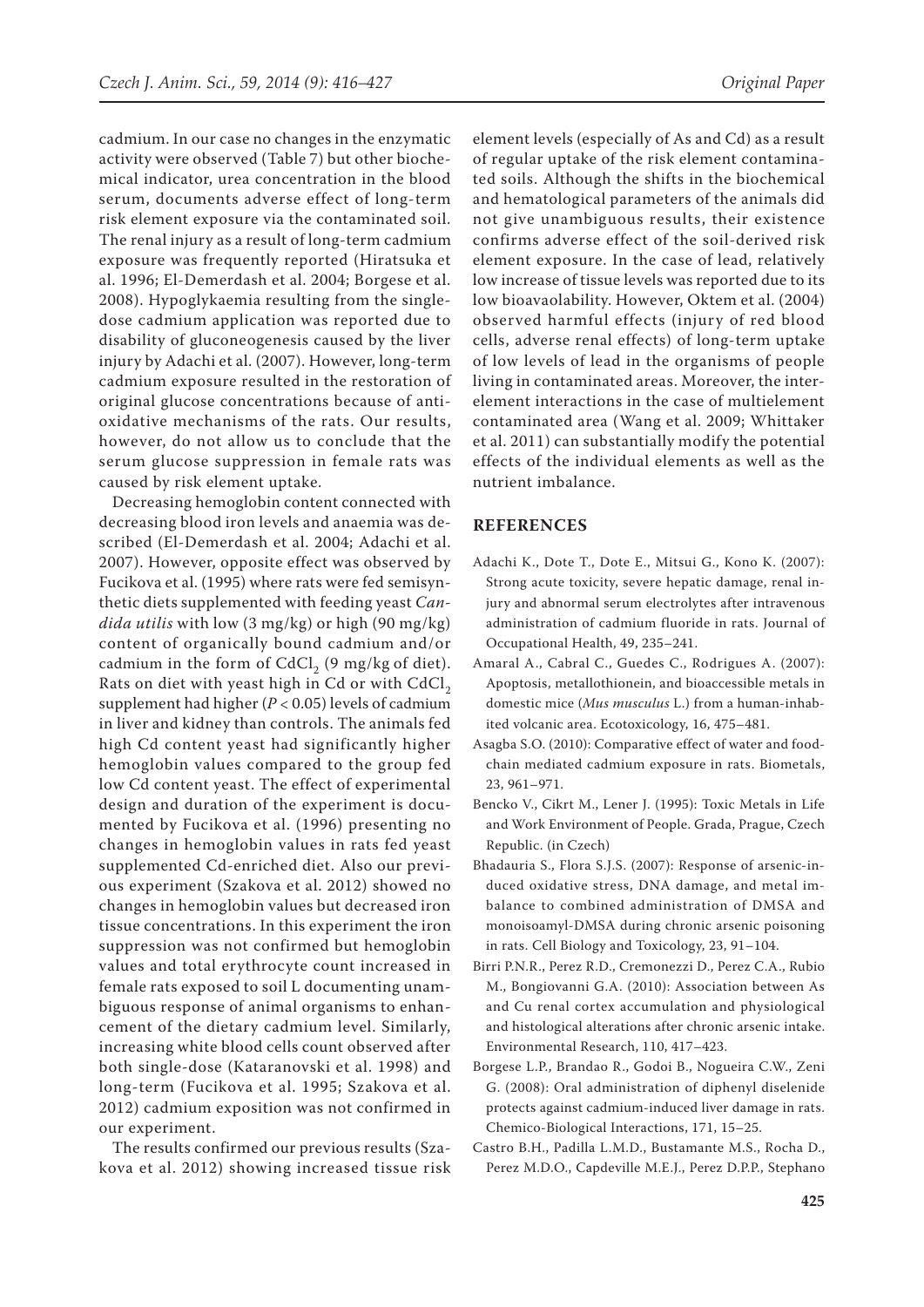cadmium. In our case no changes in the enzymatic activity were observed (Table 7) but other biochemical indicator, urea concentration in the blood serum, documents adverse effect of long-term risk element exposure via the contaminated soil. The renal injury as a result of long-term cadmium exposure was frequently reported (Hiratsuka et al. 1996; El-Demerdash et al. 2004; Borgese et al. 2008). Hypoglykaemia resulting from the single-dose cadmium application was reported due to disability of gluconeogenesis caused by the liver injury by Adachi et al. (2007). However, long-term cadmium exposure resulted in the restoration of original glucose concentrations because of antioxidative mechanisms of the rats. Our results, however, do not allow us to conclude that the serum glucose suppression in female rats was caused by risk element uptake.

Decreasing hemoglobin content connected with decreasing blood iron levels and anaemia was described (El-Demerdash et al. 2004; Adachi et al. 2007). However, opposite effect was observed by Fucikova et al. (1995) where rats were fed semisynthetic diets supplemented with feeding yeast *Candida utilis* with low (3 mg/kg) or high (90 mg/kg) content of organically bound cadmium and/or cadmium in the form of $CdCl_2$ (9 mg/kg of diet). Rats on diet with yeast high in Cd or with $CdCl_2$ supplement had higher ($P < 0.05$) levels of cadmium in liver and kidney than controls. The animals fed high Cd content yeast had significantly higher hemoglobin values compared to the group fed low Cd content yeast. The effect of experimental design and duration of the experiment is documented by Fucikova et al. (1996) presenting no changes in hemoglobin values in rats fed yeast supplemented Cd-enriched diet. Also our previous experiment (Szakova et al. 2012) showed no changes in hemoglobin values but decreased iron tissue concentrations. In this experiment the iron suppression was not confirmed but hemoglobin values and total erythrocyte count increased in female rats exposed to soil L documenting unambiguous response of animal organisms to enhancement of the dietary cadmium level. Similarly, increasing white blood cells count observed after both single-dose (Kataranovski et al. 1998) and long-term (Fucikova et al. 1995; Szakova et al. 2012) cadmium exposition was not confirmed in our experiment.

The results confirmed our previous results (Szakova et al. 2012) showing increased tissue risk element levels (especially of As and Cd) as a result of regular uptake of the risk element contaminated soils. Although the shifts in the biochemical and hematological parameters of the animals did not give unambiguous results, their existence confirms adverse effect of the soil-derived risk element exposure. In the case of lead, relatively low increase of tissue levels was reported due to its low bioavaolability. However, Oktem et al. (2004) observed harmful effects (injury of red blood cells, adverse renal effects) of long-term uptake of low levels of lead in the organisms of people living in contaminated areas. Moreover, the inter-element interactions in the case of multielement contaminated area (Wang et al. 2009; Whittaker et al. 2011) can substantially modify the potential effects of the individual elements as well as the nutrient imbalance.

## REFERENCES

Adachi K., Dote T., Dote E., Mitsui G., Kono K. (2007): Strong acute toxicity, severe hepatic damage, renal injury and abnormal serum electrolytes after intravenous administration of cadmium fluoride in rats. Journal of Occupational Health, 49, 235–241.

Amaral A., Cabral C., Guedes C., Rodrigues A. (2007): Apoptosis, metallothionein, and bioaccessible metals in domestic mice (*Mus musculus* L.) from a human-inhabited volcanic area. Ecotoxicology, 16, 475–481.

Asagba S.O. (2010): Comparative effect of water and food-chain mediated cadmium exposure in rats. Biometals, 23, 961–971.

Bencko V., Cikrt M., Lener J. (1995): Toxic Metals in Life and Work Environment of People. Grada, Prague, Czech Republic. (in Czech)

Bhadauria S., Flora S.J.S. (2007): Response of arsenic-induced oxidative stress, DNA damage, and metal imbalance to combined administration of DMSA and monoisoamyl-DMSA during chronic arsenic poisoning in rats. Cell Biology and Toxicology, 23, 91–104.

Birri P.N.R., Perez R.D., Cremonezzi D., Perez C.A., Rubio M., Bongiovanni G.A. (2010): Association between As and Cu renal cortex accumulation and physiological and histological alterations after chronic arsenic intake. Environmental Research, 110, 417–423.

Borgese L.P., Brandao R., Godoi B., Nogueira C.W., Zeni G. (2008): Oral administration of diphenyl diselenide protects against cadmium-induced liver damage in rats. Chemico-Biological Interactions, 171, 15–25.

Castro B.H., Padilla L.M.D., Bustamante M.S., Rocha D., Perez M.D.O., Capdeville M.E.J., Perez D.P.P., Stephano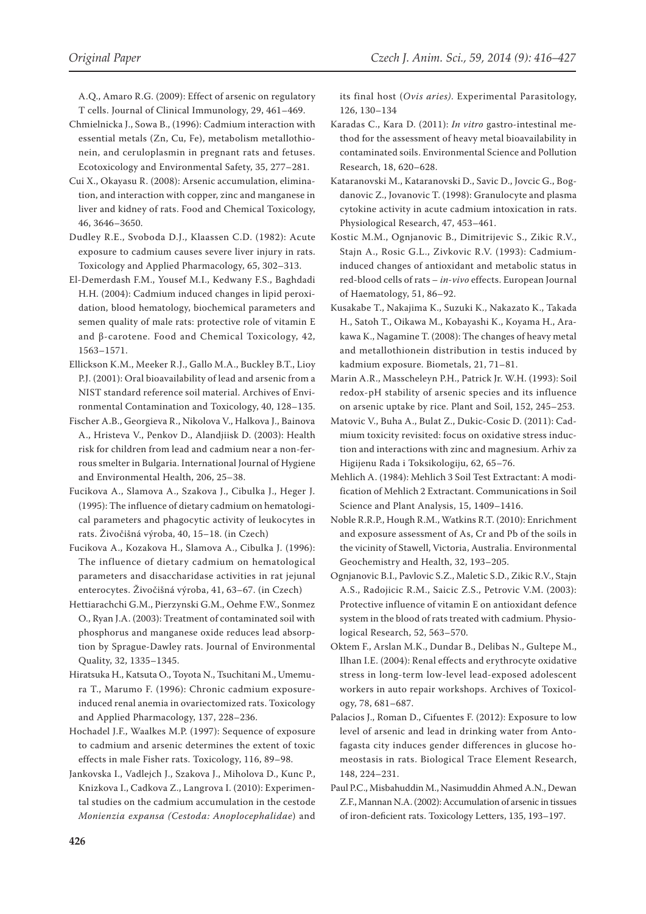A.Q., Amaro R.G. (2009): Effect of arsenic on regulatory T cells. Journal of Clinical Immunology, 29, 461–469.

Chmielnicka J., Sowa B., (1996): Cadmium interaction with essential metals (Zn, Cu, Fe), metabolism metallothionein, and ceruloplasmin in pregnant rats and fetuses. Ecotoxicology and Environmental Safety, 35, 277–281.

Cui X., Okayasu R. (2008): Arsenic accumulation, elimination, and interaction with copper, zinc and manganese in liver and kidney of rats. Food and Chemical Toxicology, 46, 3646–3650.

Dudley R.E., Svoboda D.J., Klaassen C.D. (1982): Acute exposure to cadmium causes severe liver injury in rats. Toxicology and Applied Pharmacology, 65, 302–313.

El-Demerdash F.M., Yousef M.I., Kedwany F.S., Baghdadi H.H. (2004): Cadmium induced changes in lipid peroxidation, blood hematology, biochemical parameters and semen quality of male rats: protective role of vitamin E and β-carotene. Food and Chemical Toxicology, 42, 1563–1571.

Ellickson K.M., Meeker R.J., Gallo M.A., Buckley B.T., Lioy P.J. (2001): Oral bioavailability of lead and arsenic from a NIST standard reference soil material. Archives of Environmental Contamination and Toxicology, 40, 128–135.

Fischer A.B., Georgieva R., Nikolova V., Halkova J., Bainova A., Hristeva V., Penkov D., Alandjiisk D. (2003): Health risk for children from lead and cadmium near a non-ferrous smelter in Bulgaria. International Journal of Hygiene and Environmental Health, 206, 25–38.

Fucikova A., Slamova A., Szakova J., Cibulka J., Heger J. (1995): The influence of dietary cadmium on hematological parameters and phagocytic activity of leukocytes in rats. Živočišná výroba, 40, 15–18. (in Czech)

Fucikova A., Kozakova H., Slamova A., Cibulka J. (1996): The influence of dietary cadmium on hematological parameters and disaccharidase activities in rat jejunal enterocytes. Živočišná výroba, 41, 63–67. (in Czech)

Hettiarachchi G.M., Pierzynski G.M., Oehme F.W., Sonmez O., Ryan J.A. (2003): Treatment of contaminated soil with phosphorus and manganese oxide reduces lead absorption by Sprague-Dawley rats. Journal of Environmental Quality, 32, 1335–1345.

Hiratsuka H., Katsuta O., Toyota N., Tsuchitani M., Umemura T., Marumo F. (1996): Chronic cadmium exposure-induced renal anemia in ovariectomized rats. Toxicology and Applied Pharmacology, 137, 228–236.

Hochadel J.F., Waalkes M.P. (1997): Sequence of exposure to cadmium and arsenic determines the extent of toxic effects in male Fisher rats. Toxicology, 116, 89–98.

Jankovska I., Vadlejch J., Szakova J., Miholova D., Kunc P., Knizkova I., Cadkova Z., Langrova I. (2010): Experimental studies on the cadmium accumulation in the cestode *Monienzia expansa (Cestoda: Anoplocephalidae*) and its final host (*Ovis aries).* Experimental Parasitology, 126, 130–134

Karadas C., Kara D. (2011): *In vitro* gastro-intestinal method for the assessment of heavy metal bioavailability in contaminated soils. Environmental Science and Pollution Research, 18, 620–628.

Kataranovski M., Kataranovski D., Savic D., Jovcic G., Bogdanovic Z., Jovanovic T. (1998): Granulocyte and plasma cytokine activity in acute cadmium intoxication in rats. Physiological Research, 47, 453–461.

Kostic M.M., Ognjanovic B., Dimitrijevic S., Zikic R.V., Stajn A., Rosic G.L., Zivkovic R.V. (1993): Cadmium-induced changes of antioxidant and metabolic status in red-blood cells of rats – *in-vivo* effects. European Journal of Haematology, 51, 86–92.

Kusakabe T., Nakajima K., Suzuki K., Nakazato K., Takada H., Satoh T., Oikawa M., Kobayashi K., Koyama H., Arakawa K., Nagamine T. (2008): The changes of heavy metal and metallothionein distribution in testis induced by kadmium exposure. Biometals, 21, 71–81.

Marin A.R., Masscheleyn P.H., Patrick Jr. W.H. (1993): Soil redox-pH stability of arsenic species and its influence on arsenic uptake by rice. Plant and Soil, 152, 245–253.

Matovic V., Buha A., Bulat Z., Dukic-Cosic D. (2011): Cadmium toxicity revisited: focus on oxidative stress induction and interactions with zinc and magnesium. Arhiv za Higijenu Rada i Toksikologiju, 62, 65–76.

Mehlich A. (1984): Mehlich 3 Soil Test Extractant: A modification of Mehlich 2 Extractant. Communications in Soil Science and Plant Analysis, 15, 1409–1416.

Noble R.R.P., Hough R.M., Watkins R.T. (2010): Enrichment and exposure assessment of As, Cr and Pb of the soils in the vicinity of Stawell, Victoria, Australia. Environmental Geochemistry and Health, 32, 193–205.

Ognjanovic B.I., Pavlovic S.Z., Maletic S.D., Zikic R.V., Stajn A.S., Radojicic R.M., Saicic Z.S., Petrovic V.M. (2003): Protective influence of vitamin E on antioxidant defence system in the blood of rats treated with cadmium. Physiological Research, 52, 563–570.

Oktem F., Arslan M.K., Dundar B., Delibas N., Gultepe M., Ilhan I.E. (2004): Renal effects and erythrocyte oxidative stress in long-term low-level lead-exposed adolescent workers in auto repair workshops. Archives of Toxicology, 78, 681–687.

Palacios J., Roman D., Cifuentes F. (2012): Exposure to low level of arsenic and lead in drinking water from Antofagasta city induces gender differences in glucose homeostasis in rats. Biological Trace Element Research, 148, 224–231.

Paul P.C., Misbahuddin M., Nasimuddin Ahmed A.N., Dewan Z.F., Mannan N.A. (2002): Accumulation of arsenic in tissues of iron-deficient rats. Toxicology Letters, 135, 193–197.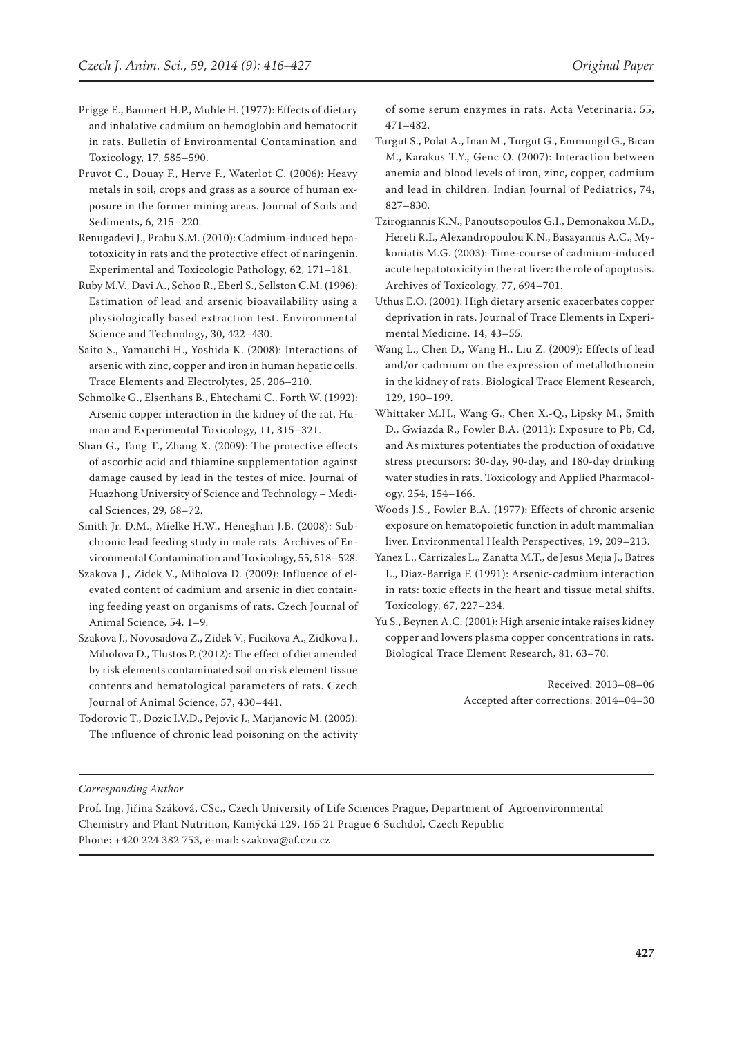Prigge E., Baumert H.P., Muhle H. (1977): Effects of dietary and inhalative cadmium on hemoglobin and hematocrit in rats. Bulletin of Environmental Contamination and Toxicology, 17, 585–590.

Pruvot C., Douay F., Herve F., Waterlot C. (2006): Heavy metals in soil, crops and grass as a source of human exposure in the former mining areas. Journal of Soils and Sediments, 6, 215–220.

Renugadevi J., Prabu S.M. (2010): Cadmium-induced hepatotoxicity in rats and the protective effect of naringenin. Experimental and Toxicologic Pathology, 62, 171–181.

Ruby M.V., Davi A., Schoo R., Eberl S., Sellston C.M. (1996): Estimation of lead and arsenic bioavailability using a physiologically based extraction test. Environmental Science and Technology, 30, 422–430.

Saito S., Yamauchi H., Yoshida K. (2008): Interactions of arsenic with zinc, copper and iron in human hepatic cells. Trace Elements and Electrolytes, 25, 206–210.

Schmolke G., Elsenhans B., Ehtechami C., Forth W. (1992): Arsenic copper interaction in the kidney of the rat. Human and Experimental Toxicology, 11, 315–321.

Shan G., Tang T., Zhang X. (2009): The protective effects of ascorbic acid and thiamine supplementation against damage caused by lead in the testes of mice. Journal of Huazhong University of Science and Technology – Medical Sciences, 29, 68–72.

Smith Jr. D.M., Mielke H.W., Heneghan J.B. (2008): Subchronic lead feeding study in male rats. Archives of Environmental Contamination and Toxicology, 55, 518–528.

Szakova J., Zidek V., Miholova D. (2009): Influence of elevated content of cadmium and arsenic in diet containing feeding yeast on organisms of rats. Czech Journal of Animal Science, 54, 1–9.

Szakova J., Novosadova Z., Zidek V., Fucikova A., Zidkova J., Miholova D., Tlustos P. (2012): The effect of diet amended by risk elements contaminated soil on risk element tissue contents and hematological parameters of rats. Czech Journal of Animal Science, 57, 430–441.

Todorovic T., Dozic I.V.D., Pejovic J., Marjanovic M. (2005): The influence of chronic lead poisoning on the activity of some serum enzymes in rats. Acta Veterinaria, 55, 471–482.

Turgut S., Polat A., Inan M., Turgut G., Emmungil G., Bican M., Karakus T.Y., Genc O. (2007): Interaction between anemia and blood levels of iron, zinc, copper, cadmium and lead in children. Indian Journal of Pediatrics, 74, 827–830.

Tzirogiannis K.N., Panoutsopoulos G.I., Demonakou M.D., Hereti R.I., Alexandropoulou K.N., Basayannis A.C., Mykoniatis M.G. (2003): Time-course of cadmium-induced acute hepatotoxicity in the rat liver: the role of apoptosis. Archives of Toxicology, 77, 694–701.

Uthus E.O. (2001): High dietary arsenic exacerbates copper deprivation in rats. Journal of Trace Elements in Experimental Medicine, 14, 43–55.

Wang L., Chen D., Wang H., Liu Z. (2009): Effects of lead and/or cadmium on the expression of metallothionein in the kidney of rats. Biological Trace Element Research, 129, 190–199.

Whittaker M.H., Wang G., Chen X.-Q., Lipsky M., Smith D., Gwiazda R., Fowler B.A. (2011): Exposure to Pb, Cd, and As mixtures potentiates the production of oxidative stress precursors: 30-day, 90-day, and 180-day drinking water studies in rats. Toxicology and Applied Pharmacology, 254, 154–166.

Woods J.S., Fowler B.A. (1977): Effects of chronic arsenic exposure on hematopoietic function in adult mammalian liver. Environmental Health Perspectives, 19, 209–213.

Yanez L., Carrizales L., Zanatta M.T., de Jesus Mejia J., Batres L., Diaz-Barriga F. (1991): Arsenic-cadmium interaction in rats: toxic effects in the heart and tissue metal shifts. Toxicology, 67, 227–234.

Yu S., Beynen A.C. (2001): High arsenic intake raises kidney copper and lowers plasma copper concentrations in rats. Biological Trace Element Research, 81, 63–70.

Received: 2013–08–06
Accepted after corrections: 2014–04–30

*Corresponding Author*

Prof. Ing. Jiřina Száková, CSc., Czech University of Life Sciences Prague, Department of Agroenvironmental Chemistry and Plant Nutrition, Kamýcká 129, 165 21 Prague 6-Suchdol, Czech Republic
Phone: +420 224 382 753, e-mail: szakova@af.czu.cz